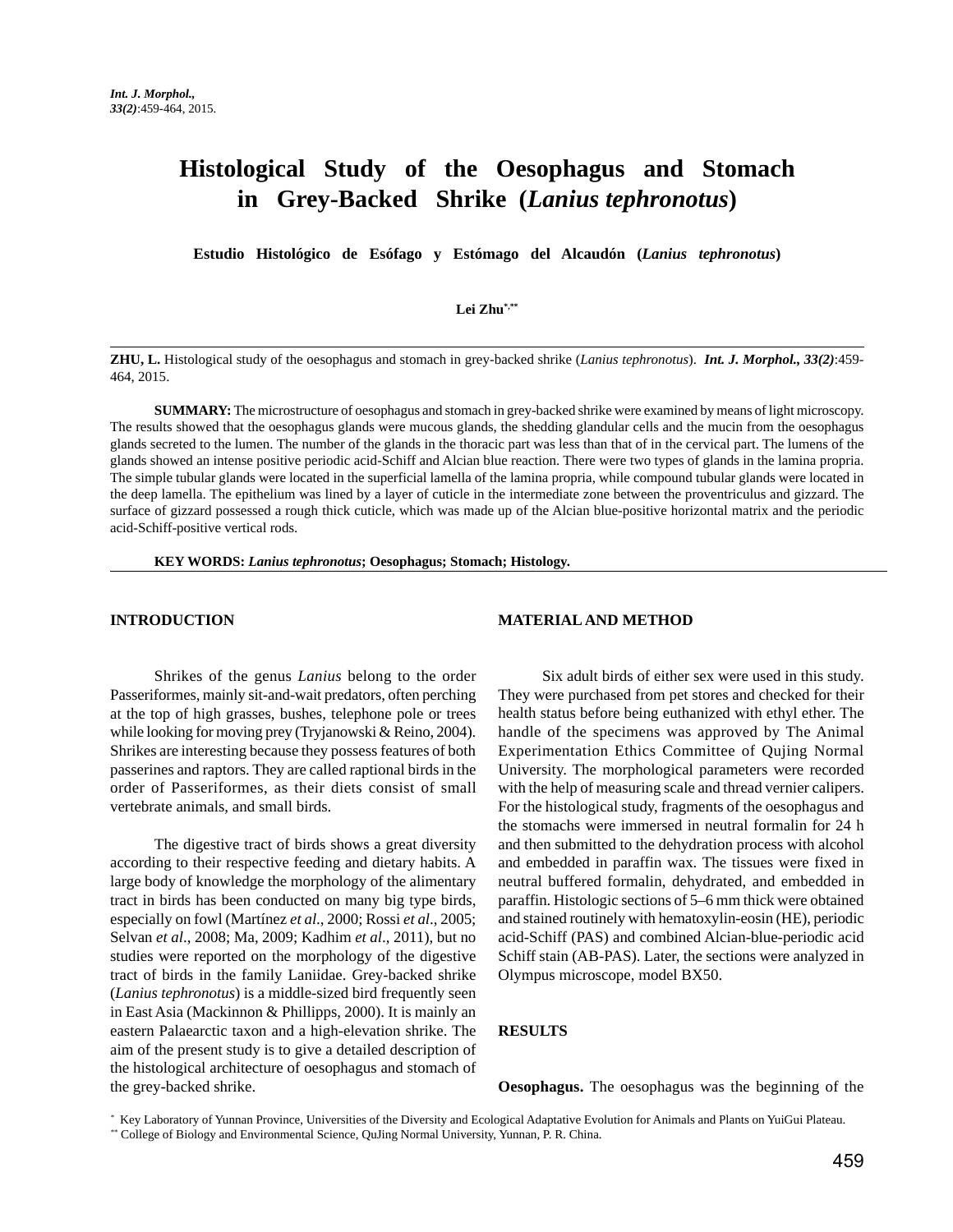# Histological Study of the Oesophagus and Stomach in Grey-Backed Shrike (*Lanius tephronotus*)

**Estudio Histológico de Esófago y Estómago del Alcaudón (*Lanius tephronotus*)**

**Lei Zhu**[*,**]

---

**ZHU, L.** Histological study of the oesophagus and stomach in grey-backed shrike (*Lanius tephronotus*). ***Int. J. Morphol., 33(2)***:459-464, 2015.

**SUMMARY:** The microstructure of oesophagus and stomach in grey-backed shrike were examined by means of light microscopy. The results showed that the oesophagus glands were mucous glands, the shedding glandular cells and the mucin from the oesophagus glands secreted to the lumen. The number of the glands in the thoracic part was less than that of in the cervical part. The lumens of the glands showed an intense positive periodic acid-Schiff and Alcian blue reaction. There were two types of glands in the lamina propria. The simple tubular glands were located in the superficial lamella of the lamina propria, while compound tubular glands were located in the deep lamella. The epithelium was lined by a layer of cuticle in the intermediate zone between the proventriculus and gizzard. The surface of gizzard possessed a rough thick cuticle, which was made up of the Alcian blue-positive horizontal matrix and the periodic acid-Schiff-positive vertical rods.

**KEY WORDS: *Lanius tephronotus*; Oesophagus; Stomach; Histology.**

---

## INTRODUCTION

Shrikes of the genus *Lanius* belong to the order Passeriformes, mainly sit-and-wait predators, often perching at the top of high grasses, bushes, telephone pole or trees while looking for moving prey (Tryjanowski & Reino, 2004). Shrikes are interesting because they possess features of both passerines and raptors. They are called raptional birds in the order of Passeriformes, as their diets consist of small vertebrate animals, and small birds.

The digestive tract of birds shows a great diversity according to their respective feeding and dietary habits. A large body of knowledge the morphology of the alimentary tract in birds has been conducted on many big type birds, especially on fowl (Martínez *et al*., 2000; Rossi *et al*., 2005; Selvan *et al*., 2008; Ma, 2009; Kadhim *et al*., 2011), but no studies were reported on the morphology of the digestive tract of birds in the family Laniidae. Grey-backed shrike (*Lanius tephronotus*) is a middle-sized bird frequently seen in East Asia (Mackinnon & Phillipps, 2000). It is mainly an eastern Palaearctic taxon and a high-elevation shrike. The aim of the present study is to give a detailed description of the histological architecture of oesophagus and stomach of the grey-backed shrike.

## MATERIAL AND METHOD

Six adult birds of either sex were used in this study. They were purchased from pet stores and checked for their health status before being euthanized with ethyl ether. The handle of the specimens was approved by The Animal Experimentation Ethics Committee of Qujing Normal University. The morphological parameters were recorded with the help of measuring scale and thread vernier calipers. For the histological study, fragments of the oesophagus and the stomachs were immersed in neutral formalin for 24 h and then submitted to the dehydration process with alcohol and embedded in paraffin wax. The tissues were fixed in neutral buffered formalin, dehydrated, and embedded in paraffin. Histologic sections of 5–6 mm thick were obtained and stained routinely with hematoxylin-eosin (HE), periodic acid-Schiff (PAS) and combined Alcian-blue-periodic acid Schiff stain (AB-PAS). Later, the sections were analyzed in Olympus microscope, model BX50.

## RESULTS

**Oesophagus.** The oesophagus was the beginning of the

---

[*] Key Laboratory of Yunnan Province, Universities of the Diversity and Ecological Adaptative Evolution for Animals and Plants on YuiGui Plateau.

[**] College of Biology and Environmental Science, QuJing Normal University, Yunnan, P. R. China.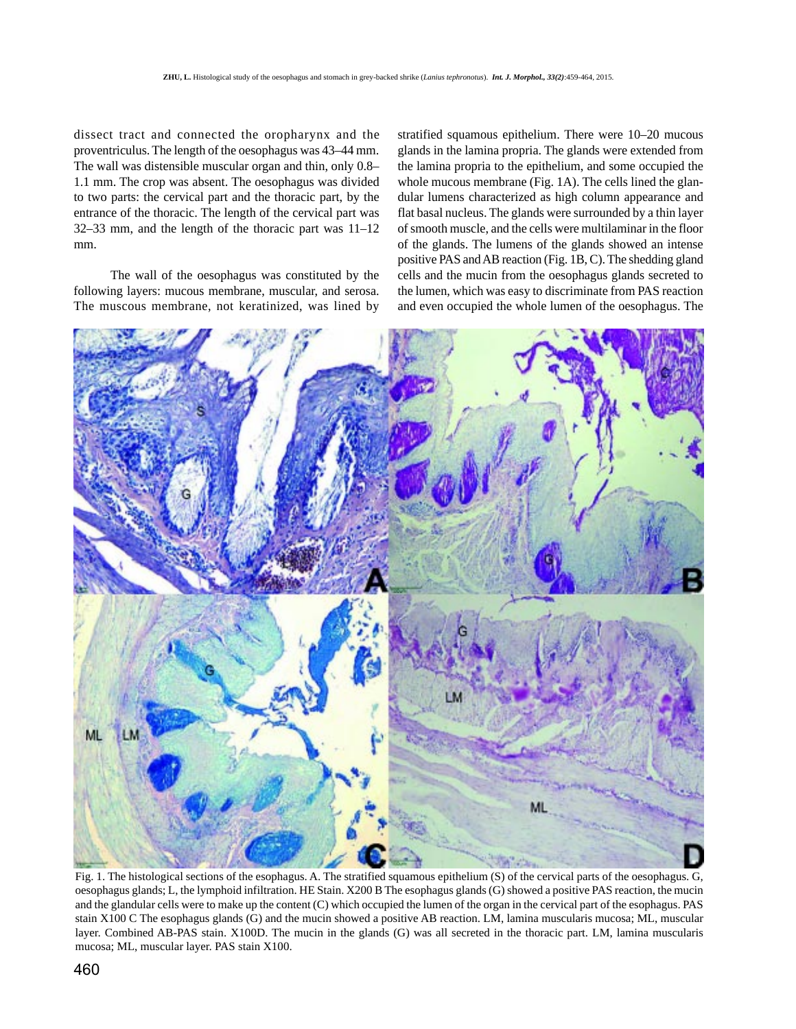dissect tract and connected the oropharynx and the proventriculus. The length of the oesophagus was 43–44 mm. The wall was distensible muscular organ and thin, only 0.8–1.1 mm. The crop was absent. The oesophagus was divided to two parts: the cervical part and the thoracic part, by the entrance of the thoracic. The length of the cervical part was 32–33 mm, and the length of the thoracic part was 11–12 mm.

The wall of the oesophagus was constituted by the following layers: mucous membrane, muscular, and serosa. The muscous membrane, not keratinized, was lined by stratified squamous epithelium. There were 10–20 mucous glands in the lamina propria. The glands were extended from the lamina propria to the epithelium, and some occupied the whole mucous membrane (Fig. 1A). The cells lined the glandular lumens characterized as high column appearance and flat basal nucleus. The glands were surrounded by a thin layer of smooth muscle, and the cells were multilaminar in the floor of the glands. The lumens of the glands showed an intense positive PAS and AB reaction (Fig. 1B, C). The shedding gland cells and the mucin from the oesophagus glands secreted to the lumen, which was easy to discriminate from PAS reaction and even occupied the whole lumen of the oesophagus. The

Fig. 1. The histological sections of the esophagus. A. The stratified squamous epithelium (S) of the cervical parts of the oesophagus. G, oesophagus glands; L, the lymphoid infiltration. HE Stain. X200 B The esophagus glands (G) showed a positive PAS reaction, the mucin and the glandular cells were to make up the content (C) which occupied the lumen of the organ in the cervical part of the esophagus. PAS stain X100 C The esophagus glands (G) and the mucin showed a positive AB reaction. LM, lamina muscularis mucosa; ML, muscular layer. Combined AB-PAS stain. X100D. The mucin in the glands (G) was all secreted in the thoracic part. LM, lamina muscularis mucosa; ML, muscular layer. PAS stain X100.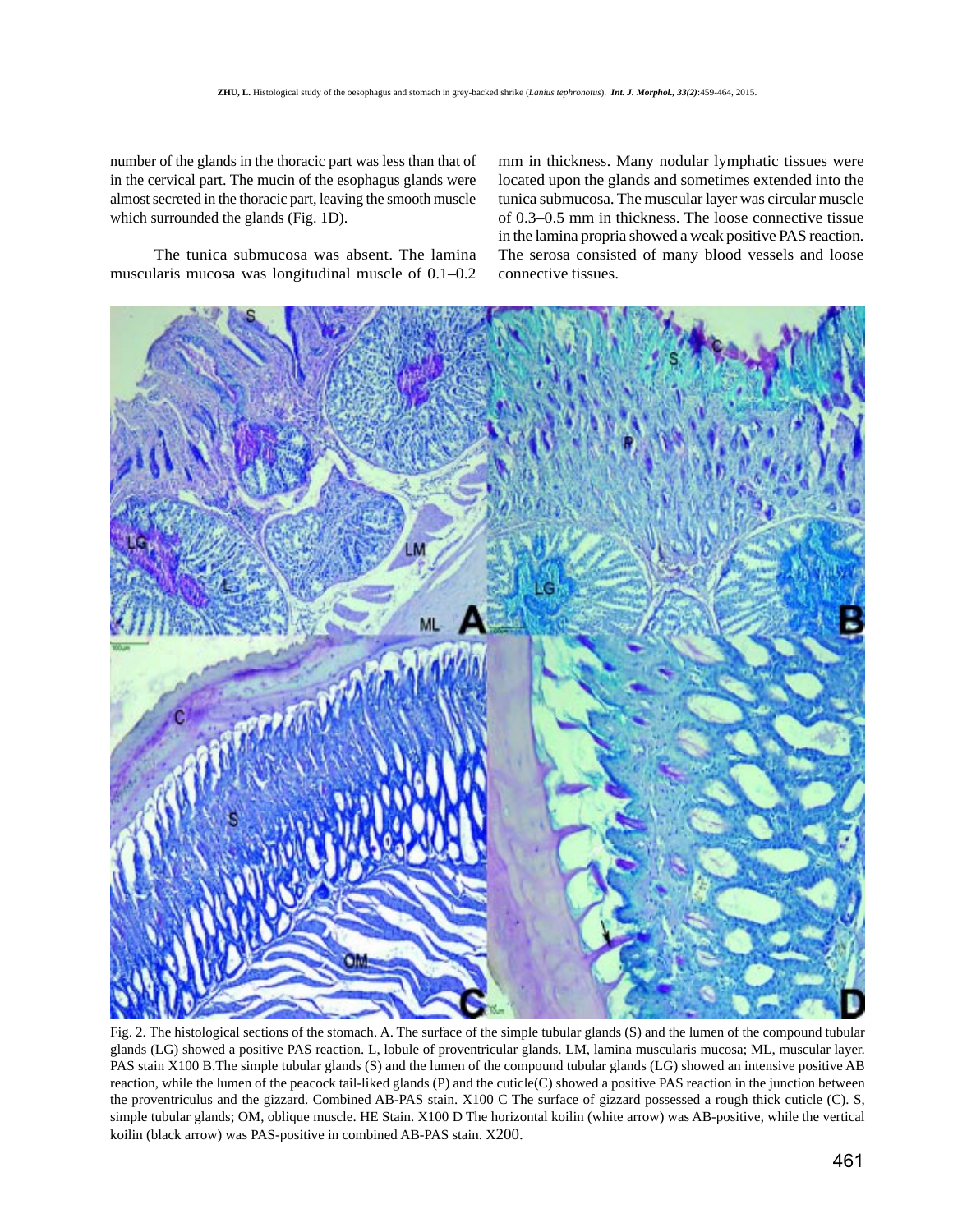number of the glands in the thoracic part was less than that of in the cervical part. The mucin of the esophagus glands were almost secreted in the thoracic part, leaving the smooth muscle which surrounded the glands (Fig. 1D).

The tunica submucosa was absent. The lamina muscularis mucosa was longitudinal muscle of 0.1–0.2 mm in thickness. Many nodular lymphatic tissues were located upon the glands and sometimes extended into the tunica submucosa. The muscular layer was circular muscle of 0.3–0.5 mm in thickness. The loose connective tissue in the lamina propria showed a weak positive PAS reaction. The serosa consisted of many blood vessels and loose connective tissues.

Fig. 2. The histological sections of the stomach. A. The surface of the simple tubular glands (S) and the lumen of the compound tubular glands (LG) showed a positive PAS reaction. L, lobule of proventricular glands. LM, lamina muscularis mucosa; ML, muscular layer. PAS stain X100 B.The simple tubular glands (S) and the lumen of the compound tubular glands (LG) showed an intensive positive AB reaction, while the lumen of the peacock tail-liked glands (P) and the cuticle(C) showed a positive PAS reaction in the junction between the proventriculus and the gizzard. Combined AB-PAS stain. X100 C The surface of gizzard possessed a rough thick cuticle (C). S, simple tubular glands; OM, oblique muscle. HE Stain. X100 D The horizontal koilin (white arrow) was AB-positive, while the vertical koilin (black arrow) was PAS-positive in combined AB-PAS stain. X200.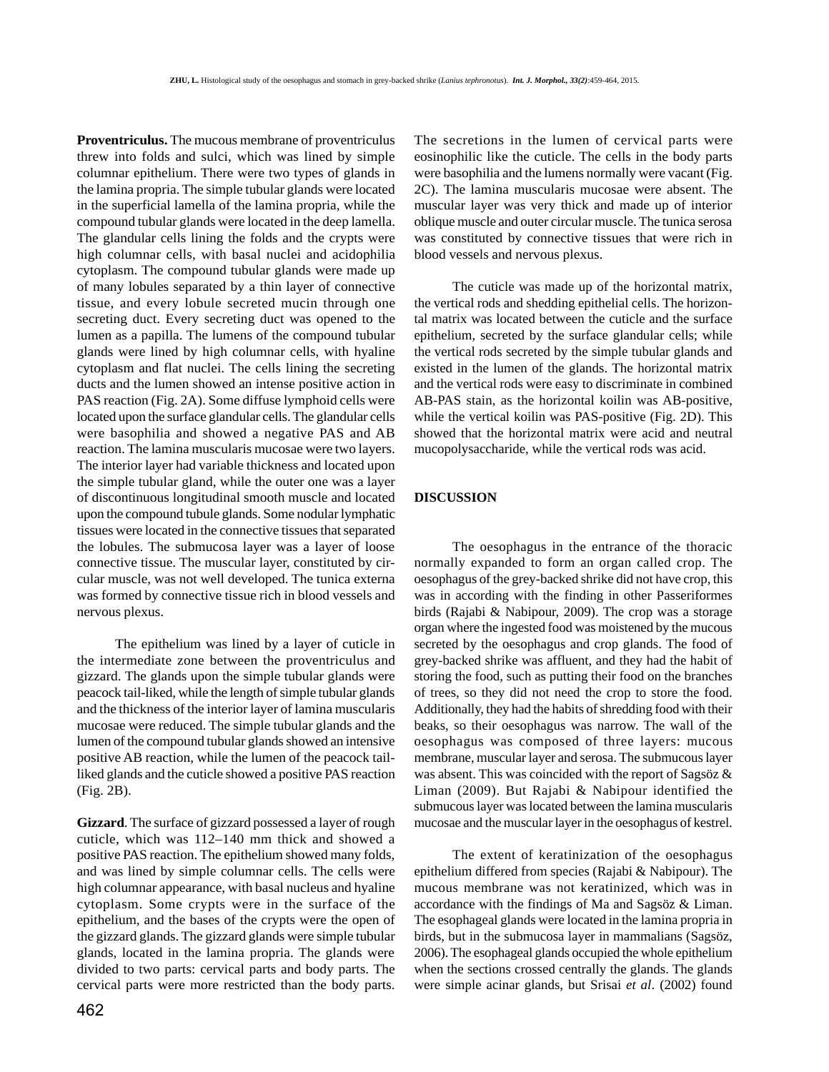**Proventriculus.** The mucous membrane of proventriculus threw into folds and sulci, which was lined by simple columnar epithelium. There were two types of glands in the lamina propria. The simple tubular glands were located in the superficial lamella of the lamina propria, while the compound tubular glands were located in the deep lamella. The glandular cells lining the folds and the crypts were high columnar cells, with basal nuclei and acidophilia cytoplasm. The compound tubular glands were made up of many lobules separated by a thin layer of connective tissue, and every lobule secreted mucin through one secreting duct. Every secreting duct was opened to the lumen as a papilla. The lumens of the compound tubular glands were lined by high columnar cells, with hyaline cytoplasm and flat nuclei. The cells lining the secreting ducts and the lumen showed an intense positive action in PAS reaction (Fig. 2A). Some diffuse lymphoid cells were located upon the surface glandular cells. The glandular cells were basophilia and showed a negative PAS and AB reaction. The lamina muscularis mucosae were two layers. The interior layer had variable thickness and located upon the simple tubular gland, while the outer one was a layer of discontinuous longitudinal smooth muscle and located upon the compound tubule glands. Some nodular lymphatic tissues were located in the connective tissues that separated the lobules. The submucosa layer was a layer of loose connective tissue. The muscular layer, constituted by circular muscle, was not well developed. The tunica externa was formed by connective tissue rich in blood vessels and nervous plexus.

The epithelium was lined by a layer of cuticle in the intermediate zone between the proventriculus and gizzard. The glands upon the simple tubular glands were peacock tail-liked, while the length of simple tubular glands and the thickness of the interior layer of lamina muscularis mucosae were reduced. The simple tubular glands and the lumen of the compound tubular glands showed an intensive positive AB reaction, while the lumen of the peacock tail-liked glands and the cuticle showed a positive PAS reaction (Fig. 2B).

**Gizzard**. The surface of gizzard possessed a layer of rough cuticle, which was 112–140 mm thick and showed a positive PAS reaction. The epithelium showed many folds, and was lined by simple columnar cells. The cells were high columnar appearance, with basal nucleus and hyaline cytoplasm. Some crypts were in the surface of the epithelium, and the bases of the crypts were the open of the gizzard glands. The gizzard glands were simple tubular glands, located in the lamina propria. The glands were divided to two parts: cervical parts and body parts. The cervical parts were more restricted than the body parts. The secretions in the lumen of cervical parts were eosinophilic like the cuticle. The cells in the body parts were basophilia and the lumens normally were vacant (Fig. 2C). The lamina muscularis mucosae were absent. The muscular layer was very thick and made up of interior oblique muscle and outer circular muscle. The tunica serosa was constituted by connective tissues that were rich in blood vessels and nervous plexus.

The cuticle was made up of the horizontal matrix, the vertical rods and shedding epithelial cells. The horizontal matrix was located between the cuticle and the surface epithelium, secreted by the surface glandular cells; while the vertical rods secreted by the simple tubular glands and existed in the lumen of the glands. The horizontal matrix and the vertical rods were easy to discriminate in combined AB-PAS stain, as the horizontal koilin was AB-positive, while the vertical koilin was PAS-positive (Fig. 2D). This showed that the horizontal matrix were acid and neutral mucopolysaccharide, while the vertical rods was acid.

## DISCUSSION

The oesophagus in the entrance of the thoracic normally expanded to form an organ called crop. The oesophagus of the grey-backed shrike did not have crop, this was in according with the finding in other Passeriformes birds (Rajabi & Nabipour, 2009). The crop was a storage organ where the ingested food was moistened by the mucous secreted by the oesophagus and crop glands. The food of grey-backed shrike was affluent, and they had the habit of storing the food, such as putting their food on the branches of trees, so they did not need the crop to store the food. Additionally, they had the habits of shredding food with their beaks, so their oesophagus was narrow. The wall of the oesophagus was composed of three layers: mucous membrane, muscular layer and serosa. The submucous layer was absent. This was coincided with the report of Sagsöz & Liman (2009). But Rajabi & Nabipour identified the submucous layer was located between the lamina muscularis mucosae and the muscular layer in the oesophagus of kestrel.

The extent of keratinization of the oesophagus epithelium differed from species (Rajabi & Nabipour). The mucous membrane was not keratinized, which was in accordance with the findings of Ma and Sagsöz & Liman. The esophageal glands were located in the lamina propria in birds, but in the submucosa layer in mammalians (Sagsöz, 2006). The esophageal glands occupied the whole epithelium when the sections crossed centrally the glands. The glands were simple acinar glands, but Srisai *et al*. (2002) found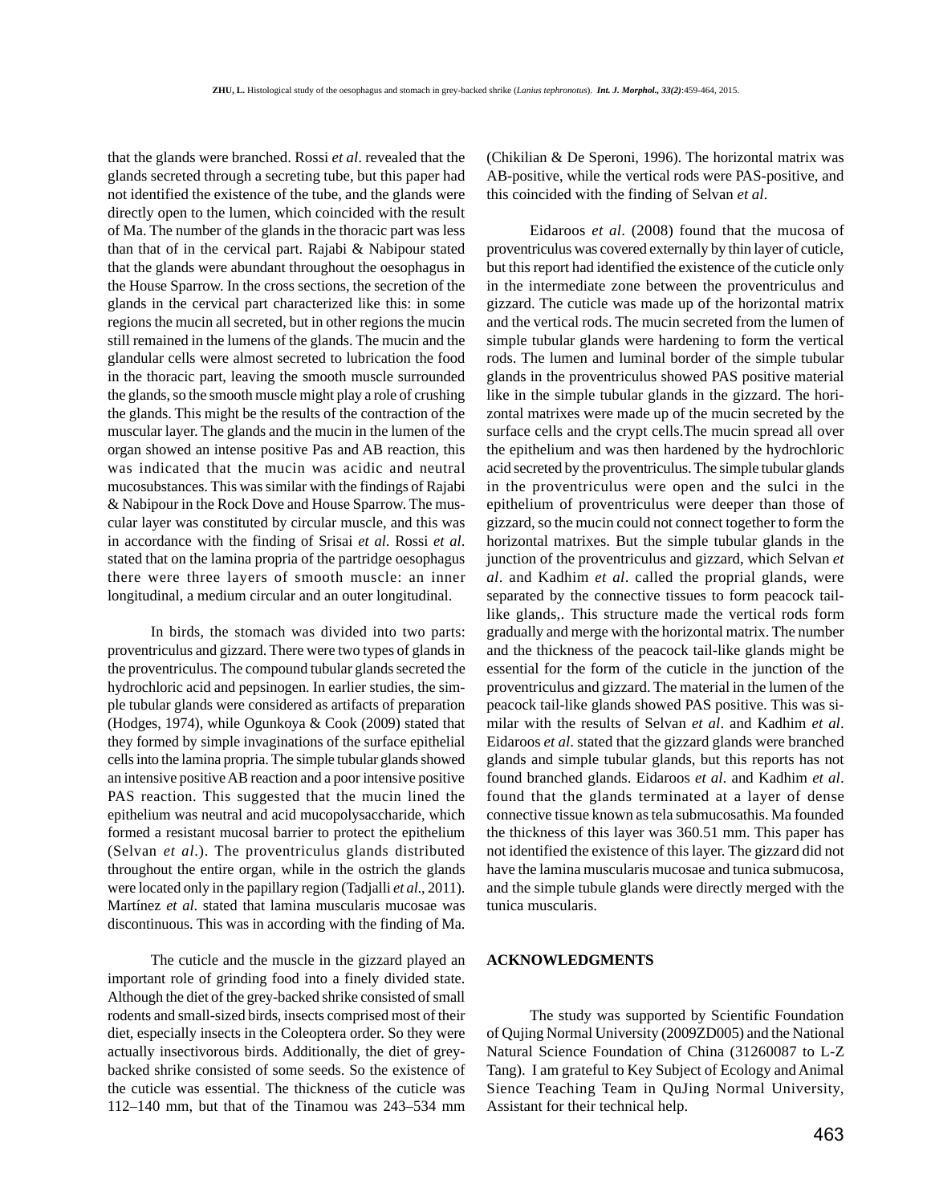that the glands were branched. Rossi *et al*. revealed that the glands secreted through a secreting tube, but this paper had not identified the existence of the tube, and the glands were directly open to the lumen, which coincided with the result of Ma. The number of the glands in the thoracic part was less than that of in the cervical part. Rajabi & Nabipour stated that the glands were abundant throughout the oesophagus in the House Sparrow. In the cross sections, the secretion of the glands in the cervical part characterized like this: in some regions the mucin all secreted, but in other regions the mucin still remained in the lumens of the glands. The mucin and the glandular cells were almost secreted to lubrication the food in the thoracic part, leaving the smooth muscle surrounded the glands, so the smooth muscle might play a role of crushing the glands. This might be the results of the contraction of the muscular layer. The glands and the mucin in the lumen of the organ showed an intense positive Pas and AB reaction, this was indicated that the mucin was acidic and neutral mucosubstances. This was similar with the findings of Rajabi & Nabipour in the Rock Dove and House Sparrow. The muscular layer was constituted by circular muscle, and this was in accordance with the finding of Srisai *et al*. Rossi *et al*. stated that on the lamina propria of the partridge oesophagus there were three layers of smooth muscle: an inner longitudinal, a medium circular and an outer longitudinal.

In birds, the stomach was divided into two parts: proventriculus and gizzard. There were two types of glands in the proventriculus. The compound tubular glands secreted the hydrochloric acid and pepsinogen. In earlier studies, the simple tubular glands were considered as artifacts of preparation (Hodges, 1974), while Ogunkoya & Cook (2009) stated that they formed by simple invaginations of the surface epithelial cells into the lamina propria. The simple tubular glands showed an intensive positive AB reaction and a poor intensive positive PAS reaction. This suggested that the mucin lined the epithelium was neutral and acid mucopolysaccharide, which formed a resistant mucosal barrier to protect the epithelium (Selvan *et al*.). The proventriculus glands distributed throughout the entire organ, while in the ostrich the glands were located only in the papillary region (Tadjalli *et al*., 2011). Martínez *et al*. stated that lamina muscularis mucosae was discontinuous. This was in according with the finding of Ma.

The cuticle and the muscle in the gizzard played an important role of grinding food into a finely divided state. Although the diet of the grey-backed shrike consisted of small rodents and small-sized birds, insects comprised most of their diet, especially insects in the Coleoptera order. So they were actually insectivorous birds. Additionally, the diet of grey-backed shrike consisted of some seeds. So the existence of the cuticle was essential. The thickness of the cuticle was 112–140 mm, but that of the Tinamou was 243–534 mm (Chikilian & De Speroni, 1996). The horizontal matrix was AB-positive, while the vertical rods were PAS-positive, and this coincided with the finding of Selvan *et al*.

Eidaroos *et al*. (2008) found that the mucosa of proventriculus was covered externally by thin layer of cuticle, but this report had identified the existence of the cuticle only in the intermediate zone between the proventriculus and gizzard. The cuticle was made up of the horizontal matrix and the vertical rods. The mucin secreted from the lumen of simple tubular glands were hardening to form the vertical rods. The lumen and luminal border of the simple tubular glands in the proventriculus showed PAS positive material like in the simple tubular glands in the gizzard. The horizontal matrixes were made up of the mucin secreted by the surface cells and the crypt cells.The mucin spread all over the epithelium and was then hardened by the hydrochloric acid secreted by the proventriculus. The simple tubular glands in the proventriculus were open and the sulci in the epithelium of proventriculus were deeper than those of gizzard, so the mucin could not connect together to form the horizontal matrixes. But the simple tubular glands in the junction of the proventriculus and gizzard, which Selvan *et al*. and Kadhim *et al*. called the proprial glands, were separated by the connective tissues to form peacock tail-like glands,. This structure made the vertical rods form gradually and merge with the horizontal matrix. The number and the thickness of the peacock tail-like glands might be essential for the form of the cuticle in the junction of the proventriculus and gizzard. The material in the lumen of the peacock tail-like glands showed PAS positive. This was similar with the results of Selvan *et al*. and Kadhim *et al*. Eidaroos *et al*. stated that the gizzard glands were branched glands and simple tubular glands, but this reports has not found branched glands. Eidaroos *et al*. and Kadhim *et al*. found that the glands terminated at a layer of dense connective tissue known as tela submucosathis. Ma founded the thickness of this layer was 360.51 mm. This paper has not identified the existence of this layer. The gizzard did not have the lamina muscularis mucosae and tunica submucosa, and the simple tubule glands were directly merged with the tunica muscularis.

## ACKNOWLEDGMENTS

The study was supported by Scientific Foundation of Qujing Normal University (2009ZD005) and the National Natural Science Foundation of China (31260087 to L-Z Tang). I am grateful to Key Subject of Ecology and Animal Sience Teaching Team in QuJing Normal University, Assistant for their technical help.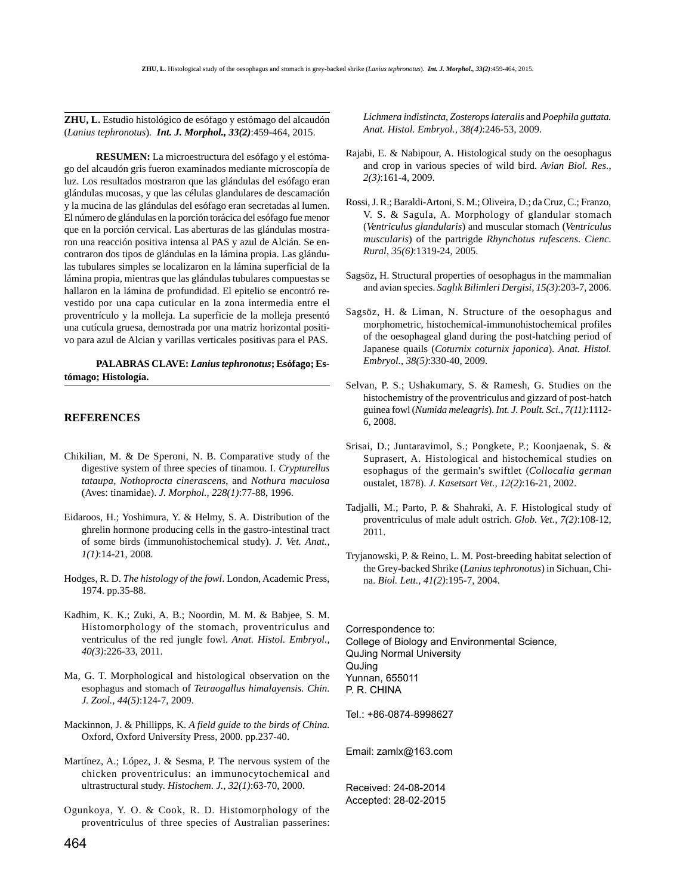**ZHU, L.** Estudio histológico de esófago y estómago del alcaudón (*Lanius tephronotus*). ***Int. J. Morphol., 33(2)***:459-464, 2015.

**RESUMEN:** La microestructura del esófago y el estómago del alcaudón gris fueron examinados mediante microscopía de luz. Los resultados mostraron que las glándulas del esófago eran glándulas mucosas, y que las células glandulares de descamación y la mucina de las glándulas del esófago eran secretadas al lumen. El número de glándulas en la porción torácica del esófago fue menor que en la porción cervical. Las aberturas de las glándulas mostraron una reacción positiva intensa al PAS y azul de Alcián. Se encontraron dos tipos de glándulas en la lámina propia. Las glándulas tubulares simples se localizaron en la lámina superficial de la lámina propia, mientras que las glándulas tubulares compuestas se hallaron en la lámina de profundidad. El epitelio se encontró revestido por una capa cuticular en la zona intermedia entre el proventrículo y la molleja. La superficie de la molleja presentó una cutícula gruesa, demostrada por una matriz horizontal positivo para azul de Alcian y varillas verticales positivas para el PAS.

**PALABRAS CLAVE: *Lanius tephronotus*; Esófago; Estómago; Histología.**

## REFERENCES

Chikilian, M. & De Speroni, N. B. Comparative study of the digestive system of three species of tinamou. I. *Crypturellus tataupa, Nothoprocta cinerascens*, and *Nothura maculosa* (Aves: tinamidae). *J. Morphol., 228(1)*:77-88, 1996.

Eidaroos, H.; Yoshimura, Y. & Helmy, S. A. Distribution of the ghrelin hormone producing cells in the gastro-intestinal tract of some birds (immunohistochemical study). *J. Vet. Anat., 1(1)*:14-21, 2008.

Hodges, R. D. *The histology of the fowl*. London, Academic Press, 1974. pp.35-88.

Kadhim, K. K.; Zuki, A. B.; Noordin, M. M. & Babjee, S. M. Histomorphology of the stomach, proventriculus and ventriculus of the red jungle fowl. *Anat. Histol. Embryol., 40(3)*:226-33, 2011.

Ma, G. T. Morphological and histological observation on the esophagus and stomach of *Tetraogallus himalayensis. Chin. J. Zool., 44(5)*:124-7, 2009.

Mackinnon, J. & Phillipps, K. *A field guide to the birds of China.* Oxford, Oxford University Press, 2000. pp.237-40.

Martínez, A.; López, J. & Sesma, P. The nervous system of the chicken proventriculus: an immunocytochemical and ultrastructural study. *Histochem. J., 32(1)*:63-70, 2000.

Ogunkoya, Y. O. & Cook, R. D. Histomorphology of the proventriculus of three species of Australian passerines: *Lichmera indistincta, Zosterops lateralis* and *Poephila guttata. Anat. Histol. Embryol., 38(4)*:246-53, 2009.

Rajabi, E. & Nabipour, A. Histological study on the oesophagus and crop in various species of wild bird. *Avian Biol. Res., 2(3)*:161-4, 2009.

Rossi, J. R.; Baraldi-Artoni, S. M.; Oliveira, D.; da Cruz, C.; Franzo, V. S. & Sagula, A. Morphology of glandular stomach (*Ventriculus glandularis*) and muscular stomach (*Ventriculus muscularis*) of the partrigde *Rhynchotus rufescens. Cienc. Rural, 35(6)*:1319-24, 2005.

Sagsöz, H. Structural properties of oesophagus in the mammalian and avian species. *Saglık Bilimleri Dergisi, 15(3)*:203-7, 2006.

Sagsöz, H. & Liman, N. Structure of the oesophagus and morphometric, histochemical-immunohistochemical profiles of the oesophageal gland during the post-hatching period of Japanese quails (*Coturnix coturnix japonica*). *Anat. Histol. Embryol., 38(5)*:330-40, 2009.

Selvan, P. S.; Ushakumary, S. & Ramesh, G. Studies on the histochemistry of the proventriculus and gizzard of post-hatch guinea fowl (*Numida meleagris*). *Int. J. Poult. Sci., 7(11)*:1112-6, 2008.

Srisai, D.; Juntaravimol, S.; Pongkete, P.; Koonjaenak, S. & Suprasert, A. Histological and histochemical studies on esophagus of the germain's swiftlet (*Collocalia german* oustalet, 1878). *J. Kasetsart Vet., 12(2)*:16-21, 2002.

Tadjalli, M.; Parto, P. & Shahraki, A. F. Histological study of proventriculus of male adult ostrich. *Glob. Vet., 7(2)*:108-12, 2011.

Tryjanowski, P. & Reino, L. M. Post-breeding habitat selection of the Grey-backed Shrike (*Lanius tephronotus*) in Sichuan, China. *Biol. Lett., 41(2)*:195-7, 2004.

Correspondence to:
College of Biology and Environmental Science,
QuJing Normal University
QuJing
Yunnan, 655011
P. R. CHINA

Tel.: +86-0874-8998627

Email: zamlx@163.com

Received: 24-08-2014
Accepted: 28-02-2015